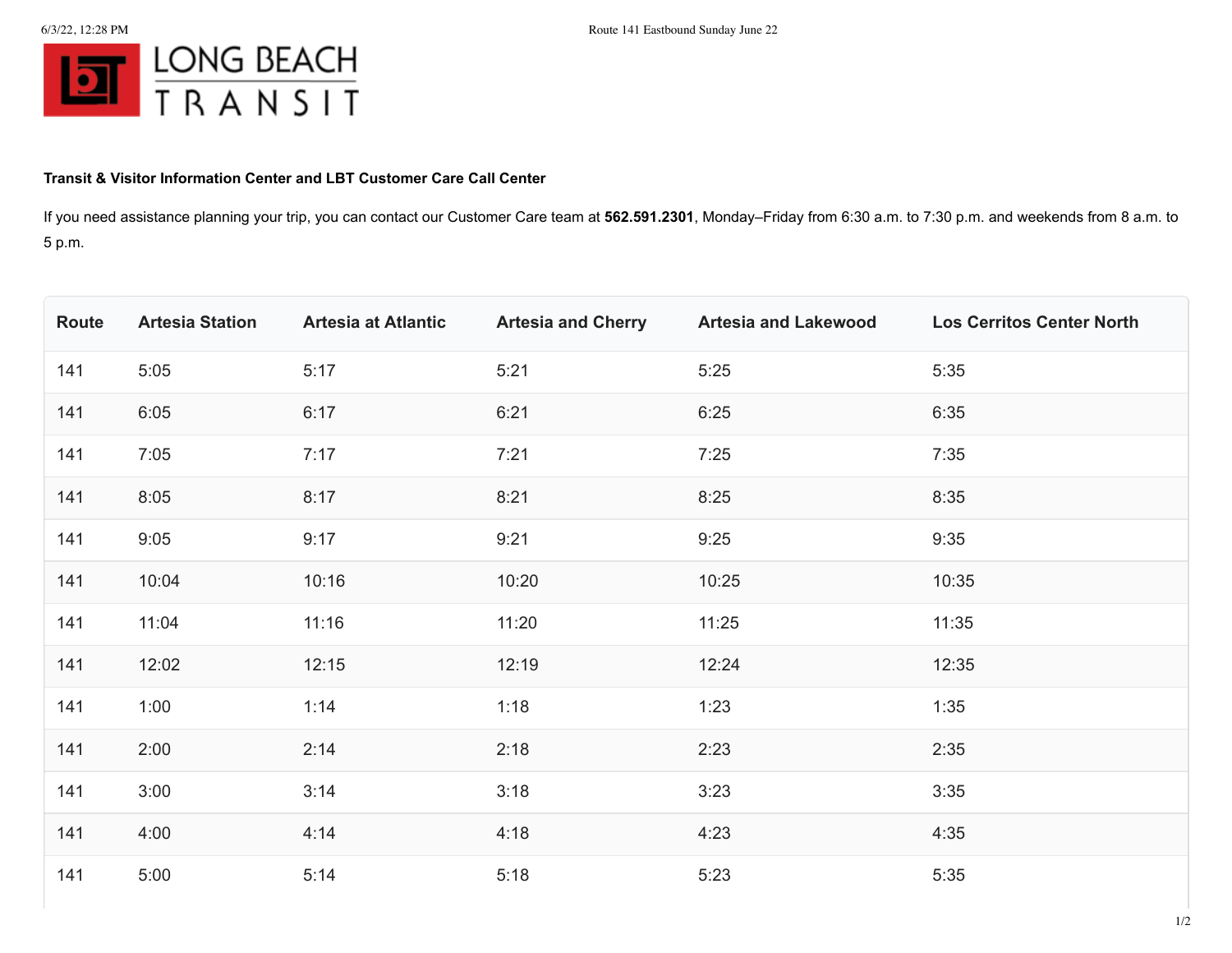LONG BEACH TRANSIT

**Transit & Visitor Information Center and LBT Customer Care Call Center**

If you need assistance planning your trip, you can contact our Customer Care team at **562.591.2301**, Monday–Friday from 6:30 a.m. to 7:30 p.m. and weekends from 8 a.m. to 5 p.m.

| Route | Artesia Station | Artesia at Atlantic | Artesia and Cherry | Artesia and Lakewood | Los Cerritos Center North |
| --- | --- | --- | --- | --- | --- |
| 141 | 5:05 | 5:17 | 5:21 | 5:25 | 5:35 |
| 141 | 6:05 | 6:17 | 6:21 | 6:25 | 6:35 |
| 141 | 7:05 | 7:17 | 7:21 | 7:25 | 7:35 |
| 141 | 8:05 | 8:17 | 8:21 | 8:25 | 8:35 |
| 141 | 9:05 | 9:17 | 9:21 | 9:25 | 9:35 |
| 141 | 10:04 | 10:16 | 10:20 | 10:25 | 10:35 |
| 141 | 11:04 | 11:16 | 11:20 | 11:25 | 11:35 |
| 141 | 12:02 | 12:15 | 12:19 | 12:24 | 12:35 |
| 141 | 1:00 | 1:14 | 1:18 | 1:23 | 1:35 |
| 141 | 2:00 | 2:14 | 2:18 | 2:23 | 2:35 |
| 141 | 3:00 | 3:14 | 3:18 | 3:23 | 3:35 |
| 141 | 4:00 | 4:14 | 4:18 | 4:23 | 4:35 |
| 141 | 5:00 | 5:14 | 5:18 | 5:23 | 5:35 |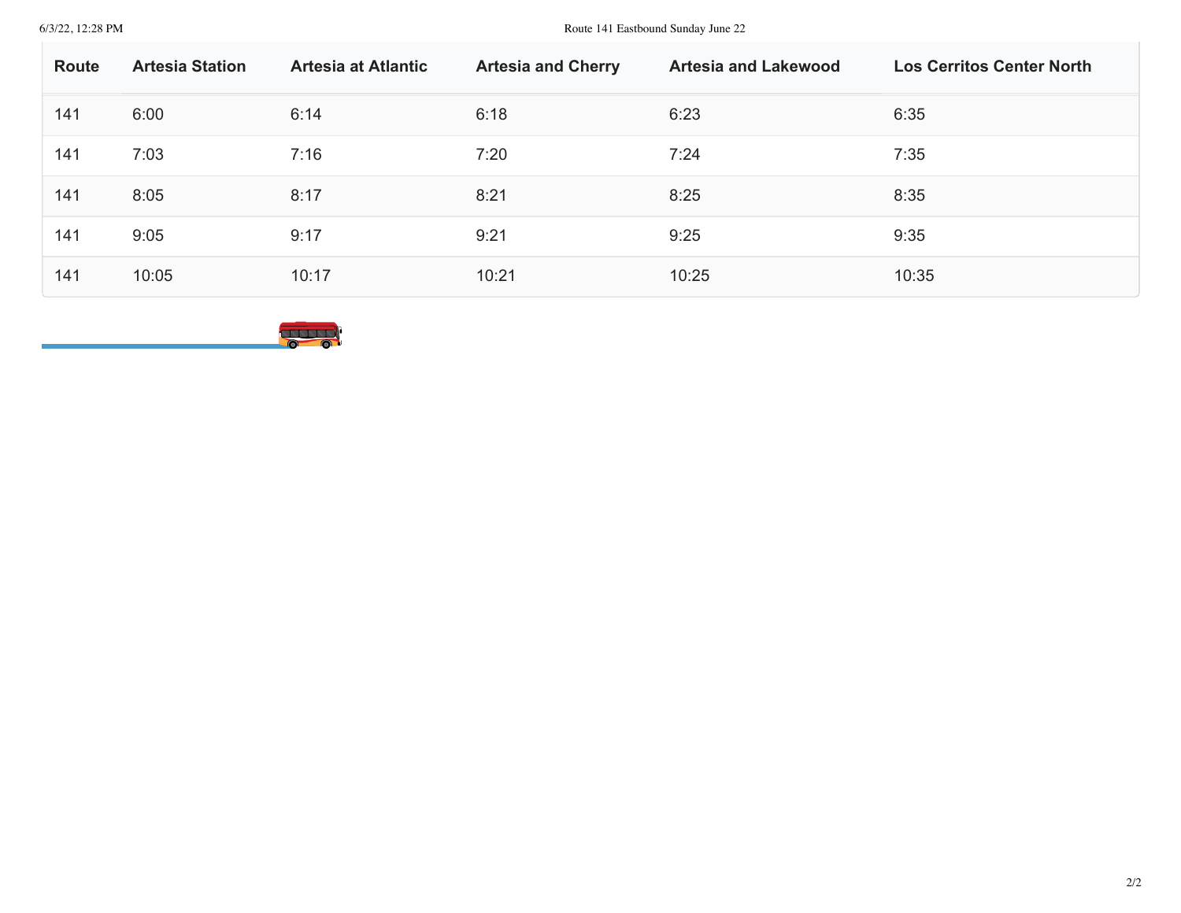| Route | Artesia Station | Artesia at Atlantic | Artesia and Cherry | Artesia and Lakewood | Los Cerritos Center North |
|---|---|---|---|---|---|
| 141 | 6:00 | 6:14 | 6:18 | 6:23 | 6:35 |
| 141 | 7:03 | 7:16 | 7:20 | 7:24 | 7:35 |
| 141 | 8:05 | 8:17 | 8:21 | 8:25 | 8:35 |
| 141 | 9:05 | 9:17 | 9:21 | 9:25 | 9:35 |
| 141 | 10:05 | 10:17 | 10:21 | 10:25 | 10:35 |